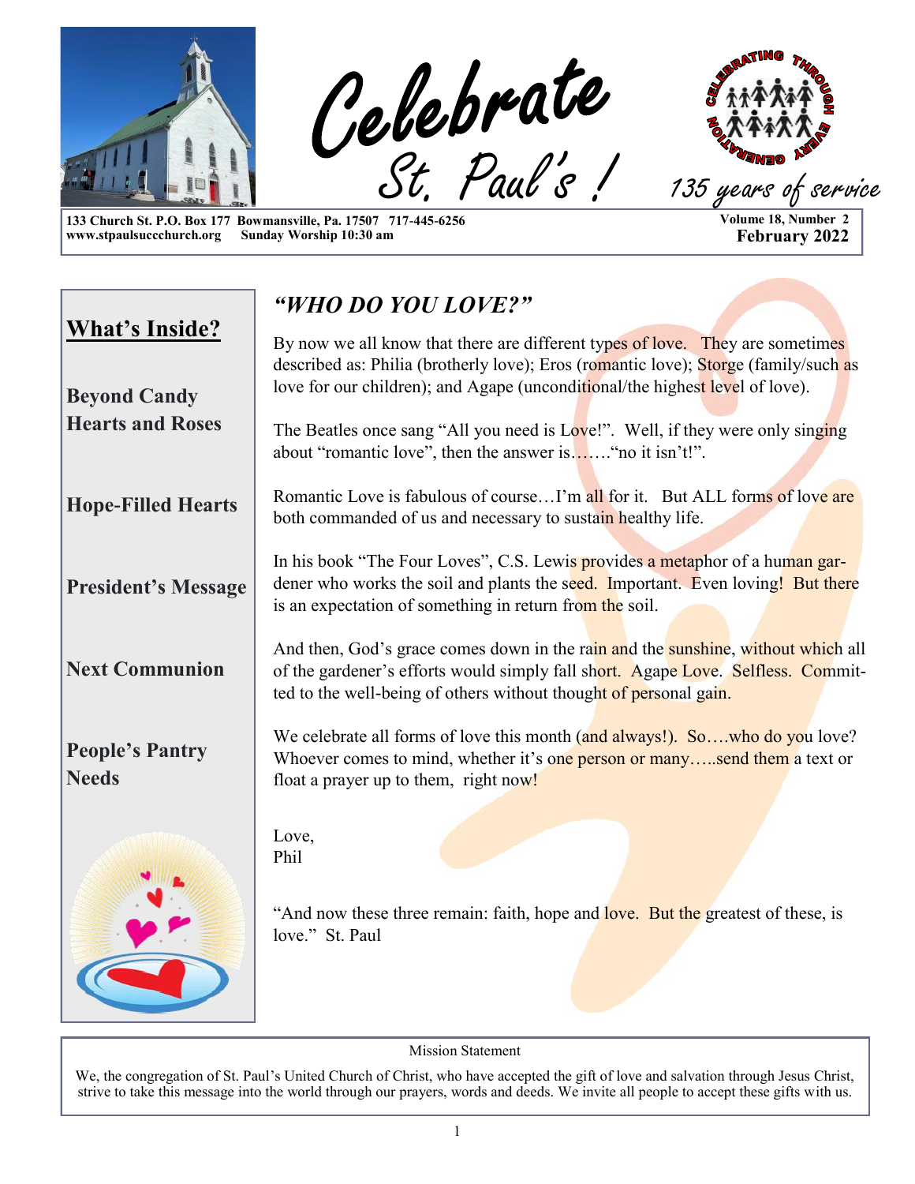# Celebrate St. Paul's !

135 years of service

133 Church St. P.O. Box 177 Bowmansville, Pa. 17507 717-445-6256
www.stpaulsuccchurch.org Sunday Worship 10:30 am

Volume 18, Number 2
**February 2022**

## What's Inside?

**Beyond Candy Hearts and Roses**

**Hope-Filled Hearts**

**President's Message**

**Next Communion**

**People's Pantry Needs**

## *"WHO DO YOU LOVE?"*

By now we all know that there are different types of love. They are sometimes described as: Philia (brotherly love); Eros (romantic love); Storge (family/such as love for our children); and Agape (unconditional/the highest level of love).

The Beatles once sang "All you need is Love!". Well, if they were only singing about "romantic love", then the answer is……."no it isn't!".

Romantic Love is fabulous of course…I'm all for it. But ALL forms of love are both commanded of us and necessary to sustain healthy life.

In his book "The Four Loves", C.S. Lewis provides a metaphor of a human gardener who works the soil and plants the seed. Important. Even loving! But there is an expectation of something in return from the soil.

And then, God's grace comes down in the rain and the sunshine, without which all of the gardener's efforts would simply fall short. Agape Love. Selfless. Committed to the well-being of others without thought of personal gain.

We celebrate all forms of love this month (and always!). So….who do you love? Whoever comes to mind, whether it's one person or many…..send them a text or float a prayer up to them, right now!

Love,
Phil

"And now these three remain: faith, hope and love. But the greatest of these, is love." St. Paul

Mission Statement

We, the congregation of St. Paul's United Church of Christ, who have accepted the gift of love and salvation through Jesus Christ, strive to take this message into the world through our prayers, words and deeds. We invite all people to accept these gifts with us.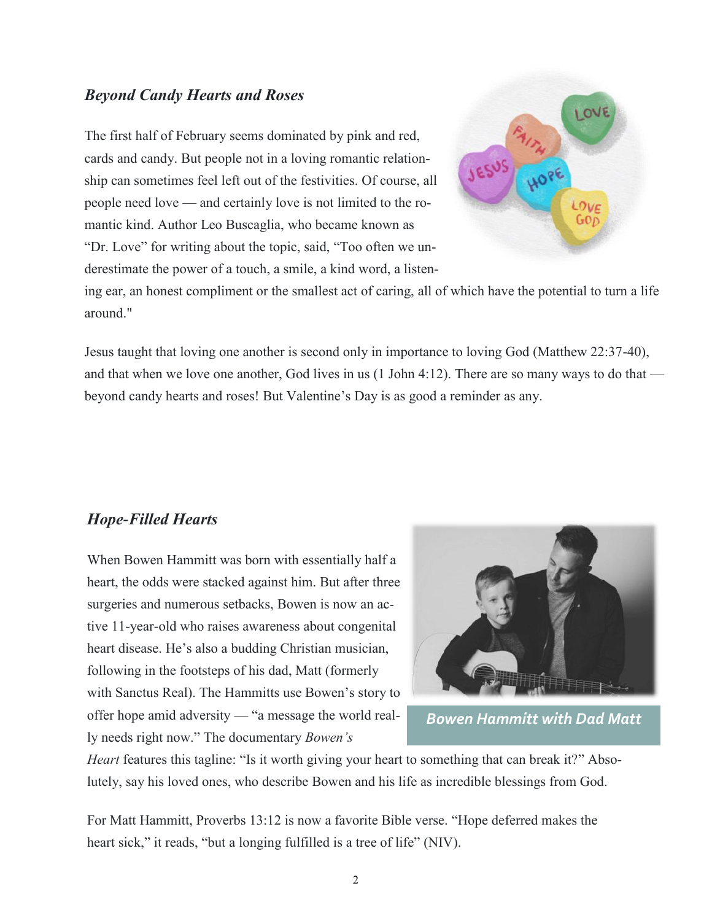### *Beyond Candy Hearts and Roses*

The first half of February seems dominated by pink and red, cards and candy. But people not in a loving romantic relationship can sometimes feel left out of the festivities. Of course, all people need love — and certainly love is not limited to the romantic kind. Author Leo Buscaglia, who became known as "Dr. Love" for writing about the topic, said, "Too often we underestimate the power of a touch, a smile, a kind word, a listening ear, an honest compliment or the smallest act of caring, all of which have the potential to turn a life around."

Jesus taught that loving one another is second only in importance to loving God (Matthew 22:37-40), and that when we love one another, God lives in us (1 John 4:12). There are so many ways to do that — beyond candy hearts and roses! But Valentine's Day is as good a reminder as any.

### *Hope-Filled Hearts*

When Bowen Hammitt was born with essentially half a heart, the odds were stacked against him. But after three surgeries and numerous setbacks, Bowen is now an active 11-year-old who raises awareness about congenital heart disease. He's also a budding Christian musician, following in the footsteps of his dad, Matt (formerly with Sanctus Real). The Hammitts use Bowen's story to offer hope amid adversity — "a message the world really needs right now." The documentary *Bowen's Heart* features this tagline: "Is it worth giving your heart to something that can break it?" Absolutely, say his loved ones, who describe Bowen and his life as incredible blessings from God.

***Bowen Hammitt with Dad Matt***

For Matt Hammitt, Proverbs 13:12 is now a favorite Bible verse. "Hope deferred makes the heart sick," it reads, "but a longing fulfilled is a tree of life" (NIV).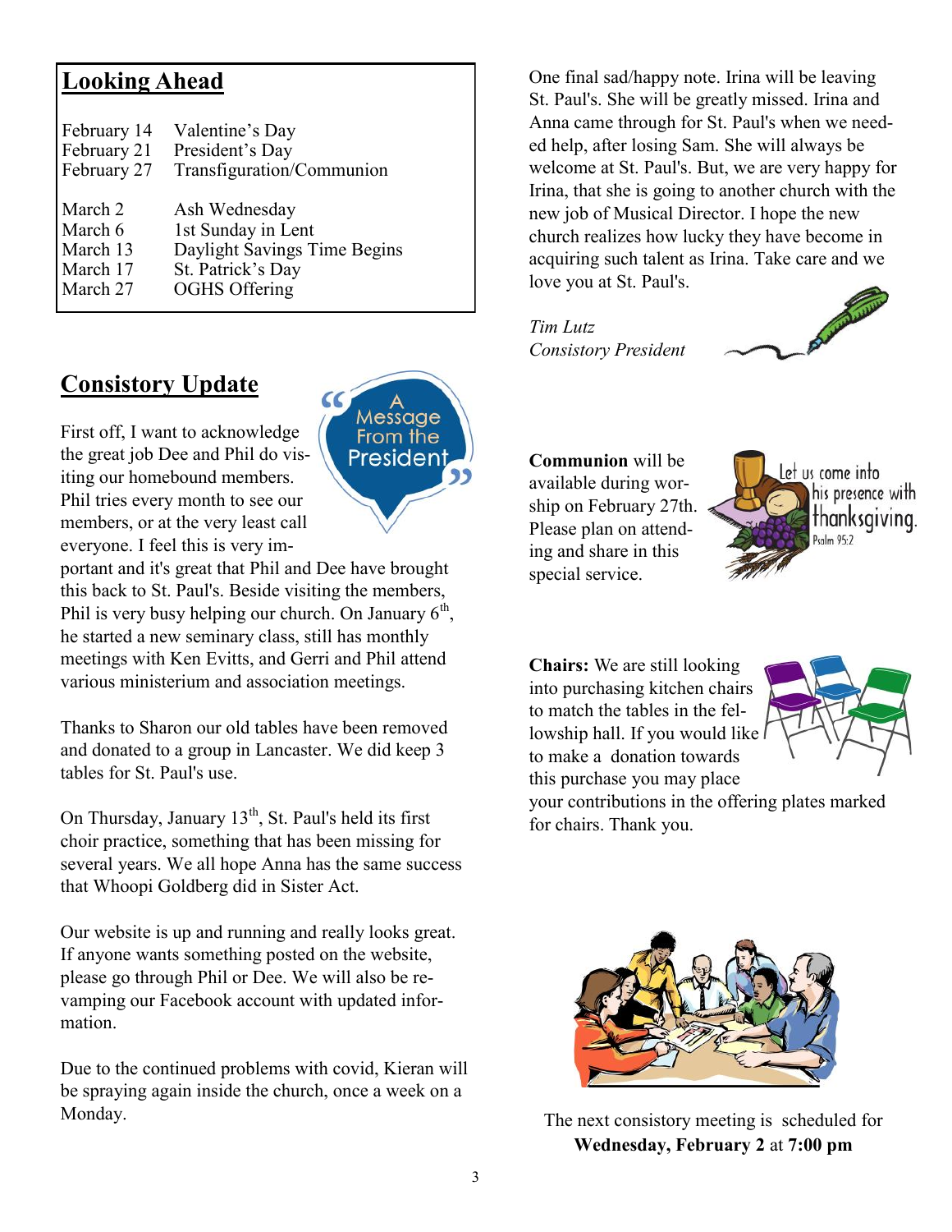## Looking Ahead

| | |
|---|---|
| February 14 | Valentine's Day |
| February 21 | President's Day |
| February 27 | Transfiguration/Communion |
| March 2 | Ash Wednesday |
| March 6 | 1st Sunday in Lent |
| March 13 | Daylight Savings Time Begins |
| March 17 | St. Patrick's Day |
| March 27 | OGHS Offering |

## Consistory Update

First off, I want to acknowledge the great job Dee and Phil do visiting our homebound members. Phil tries every month to see our members, or at the very least call everyone. I feel this is very important and it's great that Phil and Dee have brought this back to St. Paul's. Beside visiting the members, Phil is very busy helping our church. On January 6th, he started a new seminary class, still has monthly meetings with Ken Evitts, and Gerri and Phil attend various ministerium and association meetings.

Thanks to Sharon our old tables have been removed and donated to a group in Lancaster. We did keep 3 tables for St. Paul's use.

On Thursday, January 13th, St. Paul's held its first choir practice, something that has been missing for several years. We all hope Anna has the same success that Whoopi Goldberg did in Sister Act.

Our website is up and running and really looks great. If anyone wants something posted on the website, please go through Phil or Dee. We will also be revamping our Facebook account with updated information.

Due to the continued problems with covid, Kieran will be spraying again inside the church, once a week on a Monday.

One final sad/happy note. Irina will be leaving St. Paul's. She will be greatly missed. Irina and Anna came through for St. Paul's when we needed help, after losing Sam. She will always be welcome at St. Paul's. But, we are very happy for Irina, that she is going to another church with the new job of Musical Director. I hope the new church realizes how lucky they have become in acquiring such talent as Irina. Take care and we love you at St. Paul's.

*Tim Lutz*
*Consistory President*

**Communion** will be available during worship on February 27th. Please plan on attending and share in this special service.

**Chairs:** We are still looking into purchasing kitchen chairs to match the tables in the fellowship hall. If you would like to make a donation towards this purchase you may place your contributions in the offering plates marked for chairs. Thank you.

The next consistory meeting is scheduled for **Wednesday, February 2** at **7:00 pm**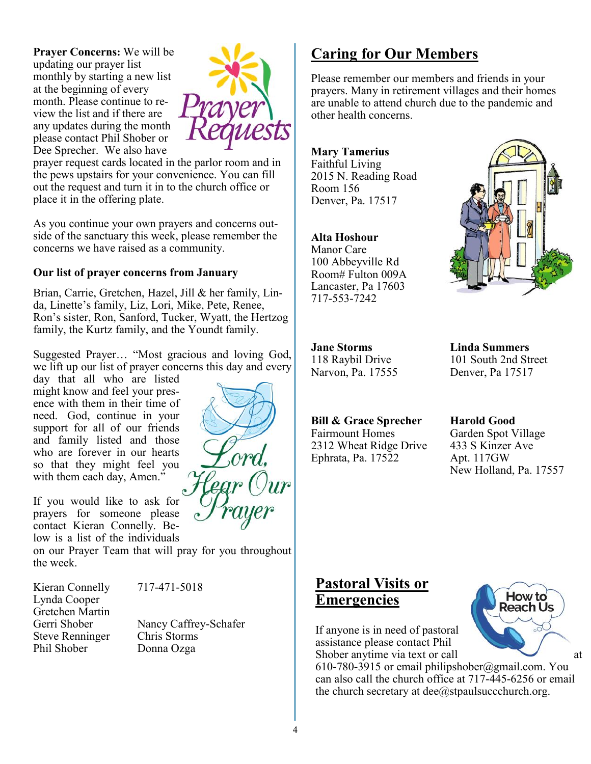**Prayer Concerns:** We will be updating our prayer list monthly by starting a new list at the beginning of every month. Please continue to review the list and if there are any updates during the month please contact Phil Shober or Dee Sprecher. We also have prayer request cards located in the parlor room and in the pews upstairs for your convenience. You can fill out the request and turn it in to the church office or place it in the offering plate.

As you continue your own prayers and concerns outside of the sanctuary this week, please remember the concerns we have raised as a community.

**Our list of prayer concerns from January**

Brian, Carrie, Gretchen, Hazel, Jill & her family, Linda, Linette's family, Liz, Lori, Mike, Pete, Renee, Ron's sister, Ron, Sanford, Tucker, Wyatt, the Hertzog family, the Kurtz family, and the Youndt family.

Suggested Prayer… "Most gracious and loving God, we lift up our list of prayer concerns this day and every day that all who are listed might know and feel your presence with them in their time of need. God, continue in your support for all of our friends and family listed and those who are forever in our hearts so that they might feel you with them each day, Amen."

If you would like to ask for prayers for someone please contact Kieran Connelly. Below is a list of the individuals on our Prayer Team that will pray for you throughout the week.

| | |
|---|---|
| Kieran Connelly | 717-471-5018 |
| Lynda Cooper | |
| Gretchen Martin | |
| Gerri Shober | Nancy Caffrey-Schafer |
| Steve Renninger | Chris Storms |
| Phil Shober | Donna Ozga |

## Caring for Our Members

Please remember our members and friends in your prayers. Many in retirement villages and their homes are unable to attend church due to the pandemic and other health concerns.

**Mary Tamerius**
Faithful Living
2015 N. Reading Road
Room 156
Denver, Pa. 17517

**Alta Hoshour**
Manor Care
100 Abbeyville Rd
Room# Fulton 009A
Lancaster, Pa 17603
717-553-7242

**Jane Storms**
118 Raybil Drive
Narvon, Pa. 17555

**Linda Summers**
101 South 2nd Street
Denver, Pa 17517

**Bill & Grace Sprecher**
Fairmount Homes
2312 Wheat Ridge Drive
Ephrata, Pa. 17522

**Harold Good**
Garden Spot Village
433 S Kinzer Ave
Apt. 117GW
New Holland, Pa. 17557

## Pastoral Visits or Emergencies

If anyone is in need of pastoral assistance please contact Phil Shober anytime via text or call at 610-780-3915 or email philipshober@gmail.com. You can also call the church office at 717-445-6256 or email the church secretary at dee@stpaulsuccchurch.org.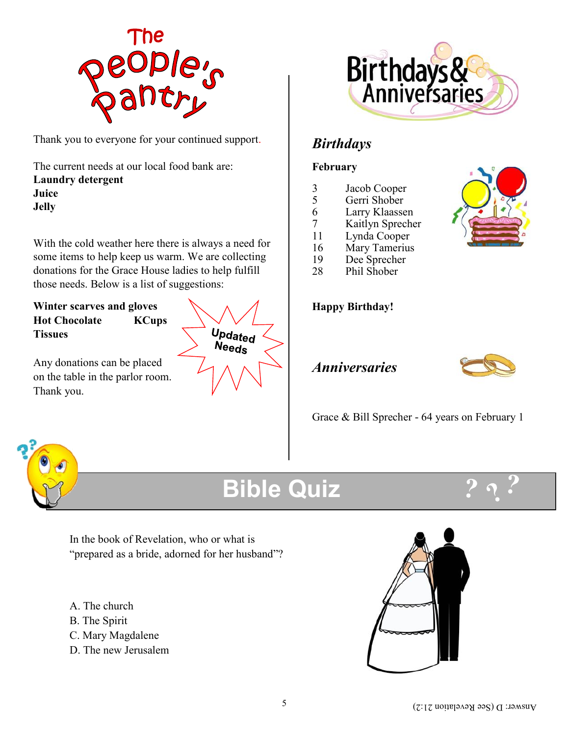# The People's Pantry

Thank you to everyone for your continued support.

The current needs at our local food bank are:
**Laundry detergent**
**Juice**
**Jelly**

With the cold weather here there is always a need for some items to help keep us warm. We are collecting donations for the Grace House ladies to help fulfill those needs. Below is a list of suggestions:

**Winter scarves and gloves**
**Hot Chocolate** **KCups**
**Tissues**

Updated Needs

Any donations can be placed on the table in the parlor room. Thank you.

# Birthdays & Anniversaries

## *Birthdays*

**February**

| | |
|---|---|
| 3 | Jacob Cooper |
| 5 | Gerri Shober |
| 6 | Larry Klaassen |
| 7 | Kaitlyn Sprecher |
| 11 | Lynda Cooper |
| 16 | Mary Tamerius |
| 19 | Dee Sprecher |
| 28 | Phil Shober |

**Happy Birthday!**

## *Anniversaries*

Grace & Bill Sprecher - 64 years on February 1

# Bible Quiz

In the book of Revelation, who or what is "prepared as a bride, adorned for her husband"?

A. The church
B. The Spirit
C. Mary Magdalene
D. The new Jerusalem

Answer: D (See Revelation 21:2)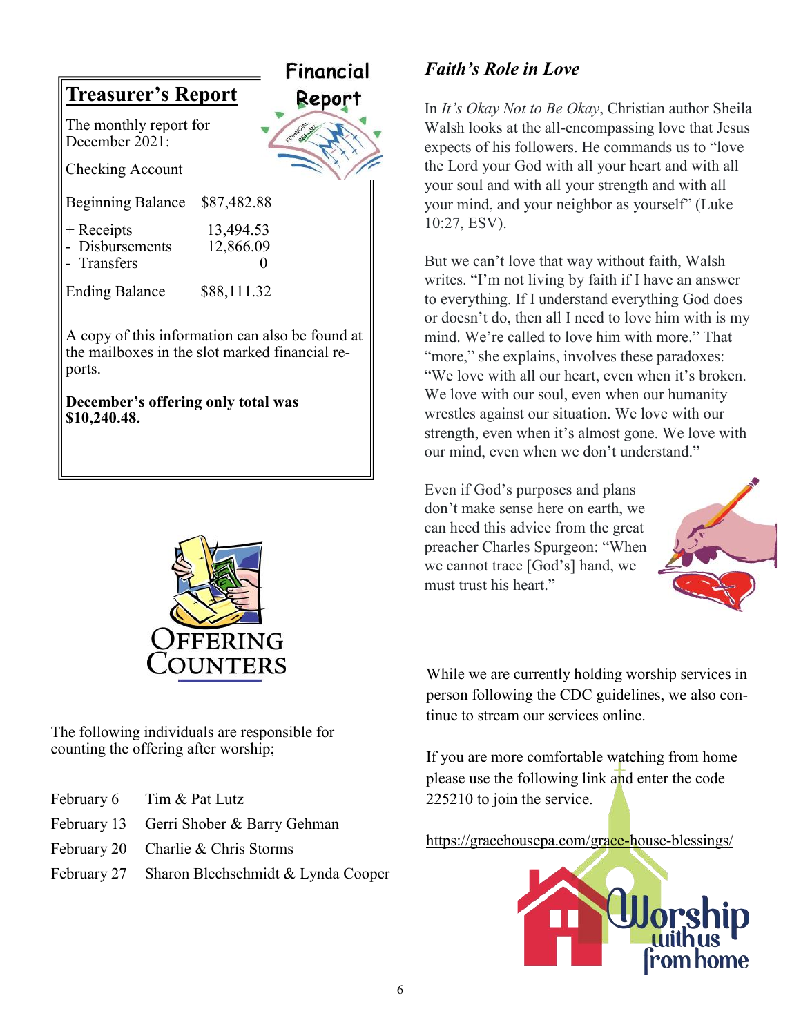## Treasurer's Report

Financial Report

The monthly report for December 2021:

Checking Account

| | |
|---|---|
| Beginning Balance | $87,482.88 |
| + Receipts | 13,494.53 |
| - Disbursements | 12,866.09 |
| - Transfers | 0 |
| Ending Balance | $88,111.32 |

A copy of this information can also be found at the mailboxes in the slot marked financial reports.

**December's offering only total was $10,240.48.**

## Offering Counters

The following individuals are responsible for counting the offering after worship;

| | |
|---|---|
| February 6 | Tim & Pat Lutz |
| February 13 | Gerri Shober & Barry Gehman |
| February 20 | Charlie & Chris Storms |
| February 27 | Sharon Blechschmidt & Lynda Cooper |

## *Faith's Role in Love*

In *It's Okay Not to Be Okay*, Christian author Sheila Walsh looks at the all-encompassing love that Jesus expects of his followers. He commands us to "love the Lord your God with all your heart and with all your soul and with all your strength and with all your mind, and your neighbor as yourself" (Luke 10:27, ESV).

But we can't love that way without faith, Walsh writes. "I'm not living by faith if I have an answer to everything. If I understand everything God does or doesn't do, then all I need to love him with is my mind. We're called to love him with more." That "more," she explains, involves these paradoxes: "We love with all our heart, even when it's broken. We love with our soul, even when our humanity wrestles against our situation. We love with our strength, even when it's almost gone. We love with our mind, even when we don't understand."

Even if God's purposes and plans don't make sense here on earth, we can heed this advice from the great preacher Charles Spurgeon: "When we cannot trace [God's] hand, we must trust his heart."

While we are currently holding worship services in person following the CDC guidelines, we also continue to stream our services online.

If you are more comfortable watching from home please use the following link and enter the code 225210 to join the service.

https://gracehousepa.com/grace-house-blessings/

Worship with us from home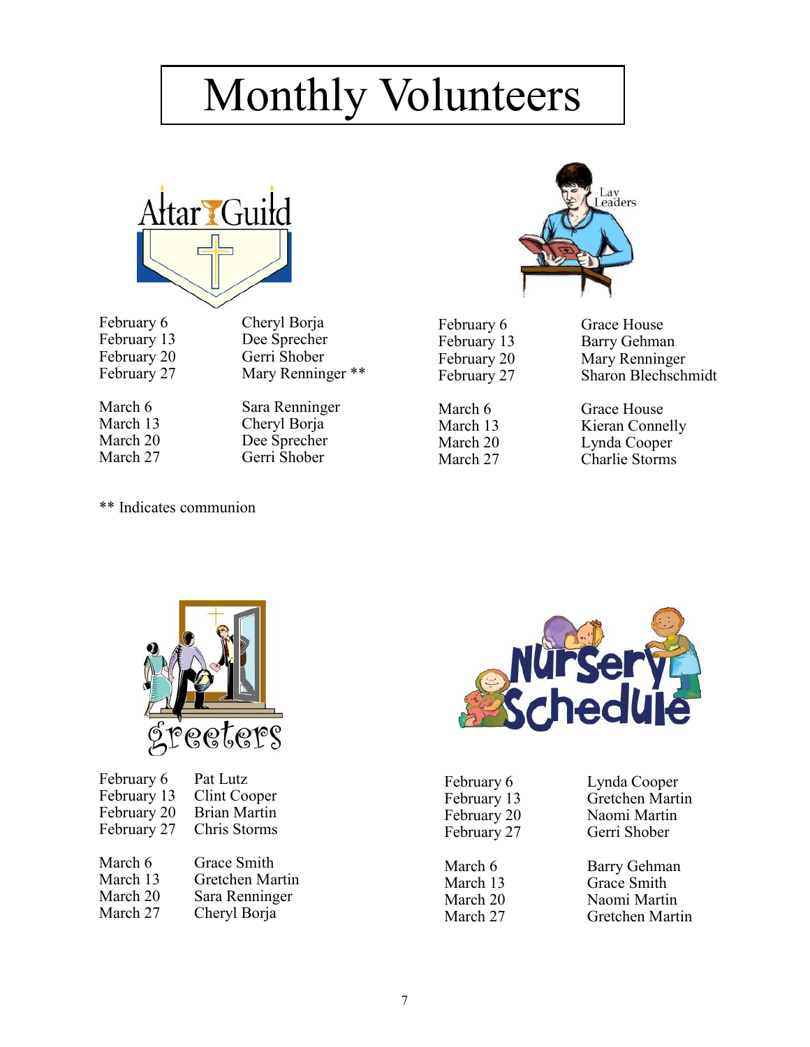# Monthly Volunteers

## Altar Guild

| Date | Volunteer |
|---|---|
| February 6 | Cheryl Borja |
| February 13 | Dee Sprecher |
| February 20 | Gerri Shober |
| February 27 | Mary Renninger ** |
| March 6 | Sara Renninger |
| March 13 | Cheryl Borja |
| March 20 | Dee Sprecher |
| March 27 | Gerri Shober |

** Indicates communion

## Lay Leaders

| Date | Volunteer |
|---|---|
| February 6 | Grace House |
| February 13 | Barry Gehman |
| February 20 | Mary Renninger |
| February 27 | Sharon Blechschmidt |
| March 6 | Grace House |
| March 13 | Kieran Connelly |
| March 20 | Lynda Cooper |
| March 27 | Charlie Storms |

## Greeters

| Date | Volunteer |
|---|---|
| February 6 | Pat Lutz |
| February 13 | Clint Cooper |
| February 20 | Brian Martin |
| February 27 | Chris Storms |
| March 6 | Grace Smith |
| March 13 | Gretchen Martin |
| March 20 | Sara Renninger |
| March 27 | Cheryl Borja |

## Nursery Schedule

| Date | Volunteer |
|---|---|
| February 6 | Lynda Cooper |
| February 13 | Gretchen Martin |
| February 20 | Naomi Martin |
| February 27 | Gerri Shober |
| March 6 | Barry Gehman |
| March 13 | Grace Smith |
| March 20 | Naomi Martin |
| March 27 | Gretchen Martin |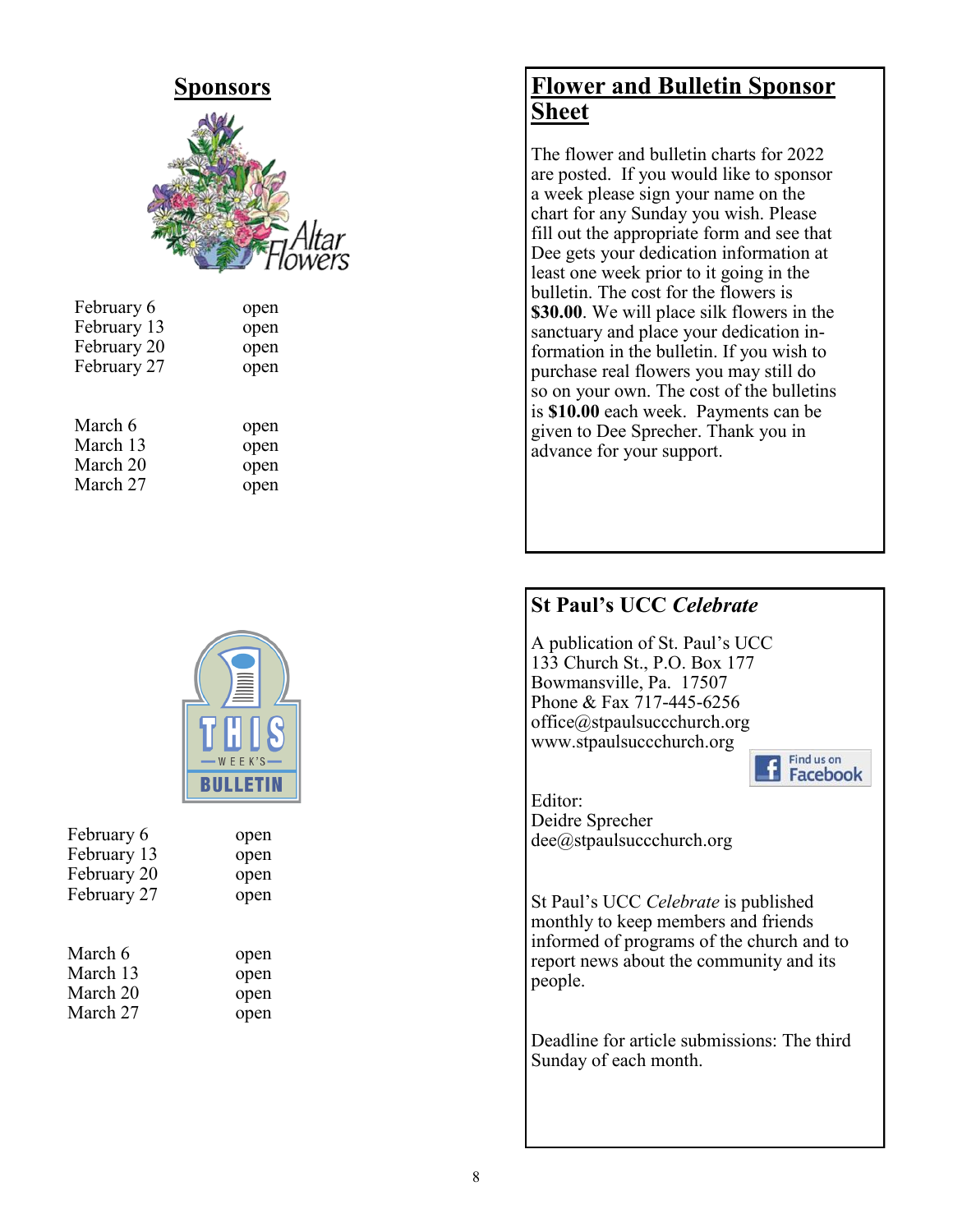## Sponsors

Altar Flowers

| | |
|---|---|
| February 6 | open |
| February 13 | open |
| February 20 | open |
| February 27 | open |
| March 6 | open |
| March 13 | open |
| March 20 | open |
| March 27 | open |

This Week's Bulletin

| | |
|---|---|
| February 6 | open |
| February 13 | open |
| February 20 | open |
| February 27 | open |
| March 6 | open |
| March 13 | open |
| March 20 | open |
| March 27 | open |

## Flower and Bulletin Sponsor Sheet

The flower and bulletin charts for 2022 are posted. If you would like to sponsor a week please sign your name on the chart for any Sunday you wish. Please fill out the appropriate form and see that Dee gets your dedication information at least one week prior to it going in the bulletin. The cost for the flowers is **$30.00**. We will place silk flowers in the sanctuary and place your dedication information in the bulletin. If you wish to purchase real flowers you may still do so on your own. The cost of the bulletins is **$10.00** each week. Payments can be given to Dee Sprecher. Thank you in advance for your support.

## St Paul's UCC *Celebrate*

A publication of St. Paul's UCC
133 Church St., P.O. Box 177
Bowmansville, Pa. 17507
Phone & Fax 717-445-6256
office@stpaulsuccchurch.org
www.stpaulsuccchurch.org

Find us on Facebook

Editor:
Deidre Sprecher
dee@stpaulsuccchurch.org

St Paul's UCC *Celebrate* is published monthly to keep members and friends informed of programs of the church and to report news about the community and its people.

Deadline for article submissions: The third Sunday of each month.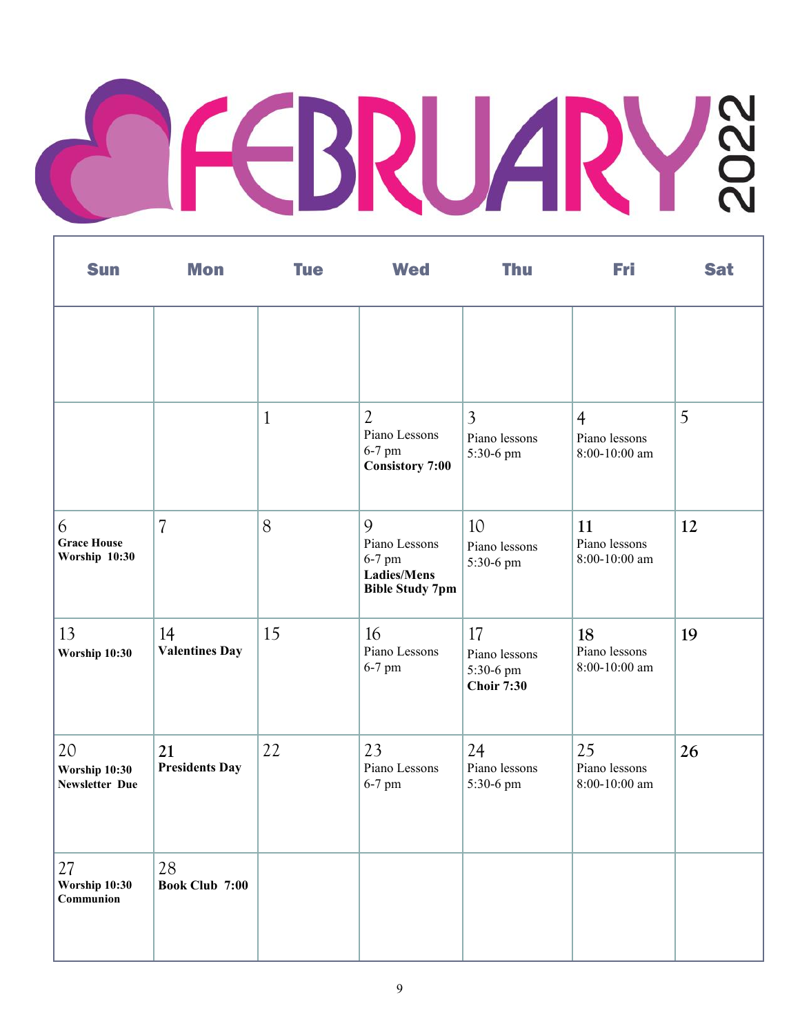# FEBRUARY 2022

| Sun | Mon | Tue | Wed | Thu | Fri | Sat |
|---|---|---|---|---|---|---|
| | | | | | | |
| | | 1 | 2 Piano Lessons 6-7 pm **Consistory 7:00** | 3 Piano lessons 5:30-6 pm | 4 Piano lessons 8:00-10:00 am | 5 |
| 6 **Grace House Worship 10:30** | 7 | 8 | 9 Piano Lessons 6-7 pm **Ladies/Mens Bible Study 7pm** | 10 Piano lessons 5:30-6 pm | **11** Piano lessons 8:00-10:00 am | **12** |
| 13 **Worship 10:30** | 14 **Valentines Day** | 15 | 16 Piano Lessons 6-7 pm | 17 Piano lessons 5:30-6 pm **Choir 7:30** | **18** Piano lessons 8:00-10:00 am | **19** |
| 20 **Worship 10:30 Newsletter Due** | **21 Presidents Day** | 22 | 23 Piano Lessons 6-7 pm | 24 Piano lessons 5:30-6 pm | 25 Piano lessons 8:00-10:00 am | **26** |
| 27 **Worship 10:30 Communion** | 28 **Book Club 7:00** | | | | | |